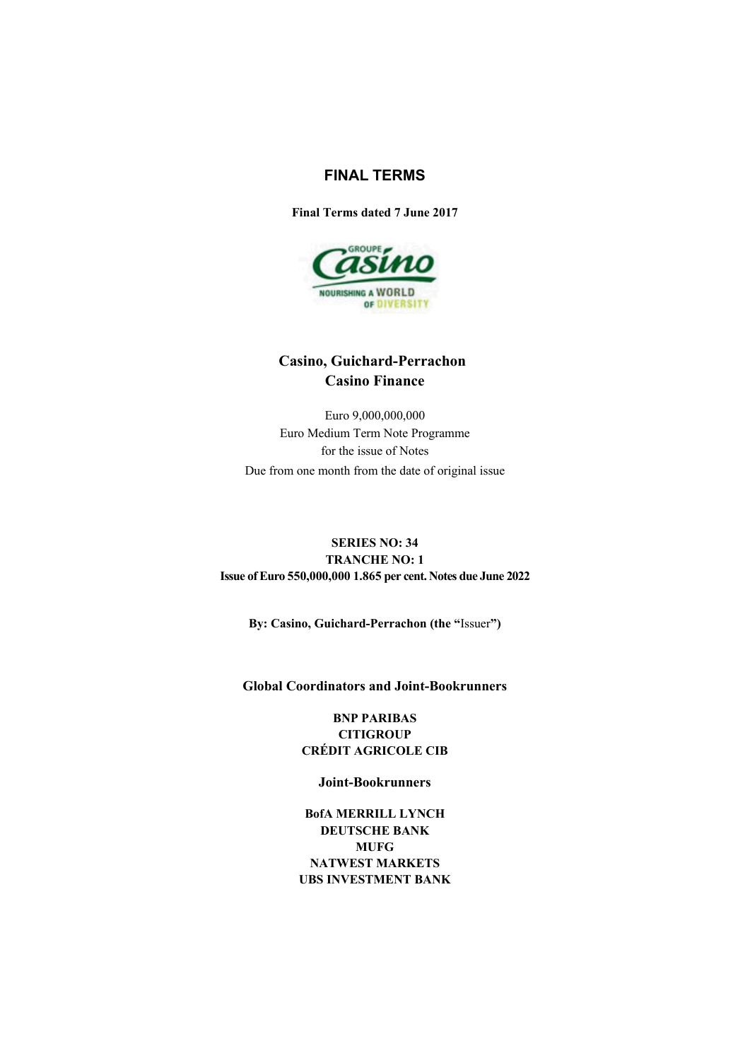# FINAL TERMS

**Final Terms dated 7 June 2017**

## Casino, Guichard-Perrachon
## Casino Finance

Euro 9,000,000,000
Euro Medium Term Note Programme
for the issue of Notes
Due from one month from the date of original issue

**SERIES NO: 34**
**TRANCHE NO: 1**
**Issue of Euro 550,000,000 1.865 per cent. Notes due June 2022**

**By: Casino, Guichard-Perrachon (the "**Issuer**")**

### Global Coordinators and Joint-Bookrunners

**BNP PARIBAS**
**CITIGROUP**
**CRÉDIT AGRICOLE CIB**

### Joint-Bookrunners

**BofA MERRILL LYNCH**
**DEUTSCHE BANK**
**MUFG**
**NATWEST MARKETS**
**UBS INVESTMENT BANK**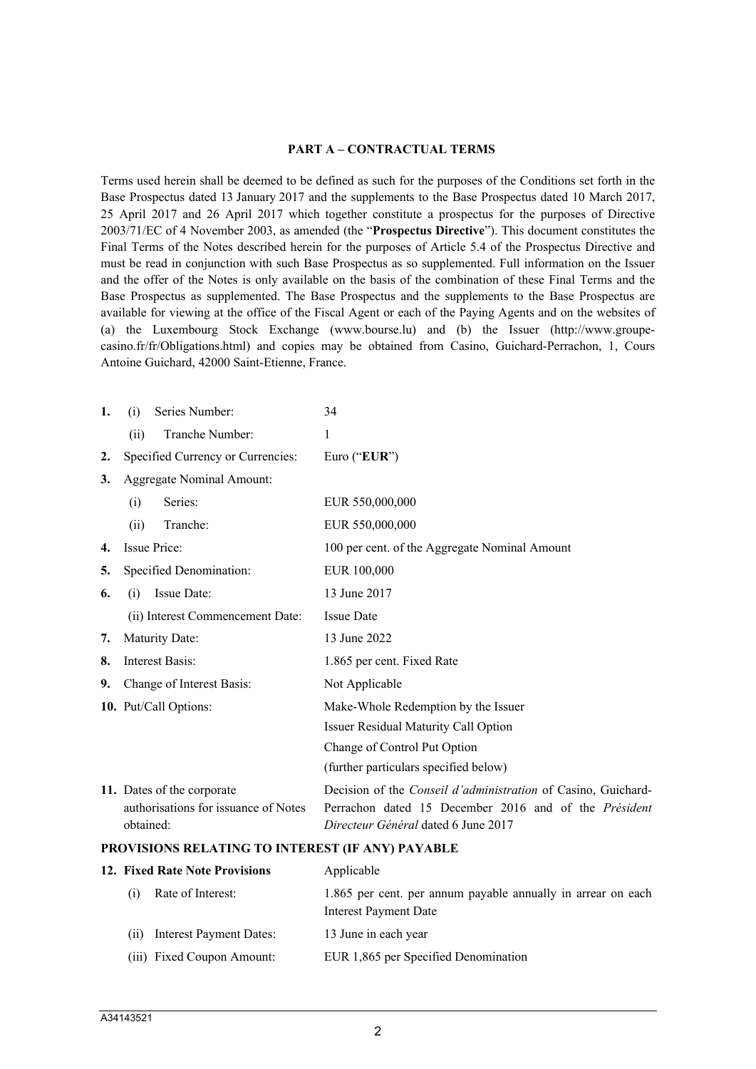## PART A – CONTRACTUAL TERMS

Terms used herein shall be deemed to be defined as such for the purposes of the Conditions set forth in the Base Prospectus dated 13 January 2017 and the supplements to the Base Prospectus dated 10 March 2017, 25 April 2017 and 26 April 2017 which together constitute a prospectus for the purposes of Directive 2003/71/EC of 4 November 2003, as amended (the "**Prospectus Directive**"). This document constitutes the Final Terms of the Notes described herein for the purposes of Article 5.4 of the Prospectus Directive and must be read in conjunction with such Base Prospectus as so supplemented. Full information on the Issuer and the offer of the Notes is only available on the basis of the combination of these Final Terms and the Base Prospectus as supplemented. The Base Prospectus and the supplements to the Base Prospectus are available for viewing at the office of the Fiscal Agent or each of the Paying Agents and on the websites of (a) the Luxembourg Stock Exchange (www.bourse.lu) and (b) the Issuer (http://www.groupe-casino.fr/fr/Obligations.html) and copies may be obtained from Casino, Guichard-Perrachon, 1, Cours Antoine Guichard, 42000 Saint-Etienne, France.

| | | |
|---|---|---|
| **1.** | (i) Series Number: | 34 |
| | (ii) Tranche Number: | 1 |
| **2.** | Specified Currency or Currencies: | Euro ("**EUR**") |
| **3.** | Aggregate Nominal Amount: | |
| | (i) Series: | EUR 550,000,000 |
| | (ii) Tranche: | EUR 550,000,000 |
| **4.** | Issue Price: | 100 per cent. of the Aggregate Nominal Amount |
| **5.** | Specified Denomination: | EUR 100,000 |
| **6.** | (i) Issue Date: | 13 June 2017 |
| | (ii) Interest Commencement Date: | Issue Date |
| **7.** | Maturity Date: | 13 June 2022 |
| **8.** | Interest Basis: | 1.865 per cent. Fixed Rate |
| **9.** | Change of Interest Basis: | Not Applicable |
| **10.** | Put/Call Options: | Make-Whole Redemption by the Issuer<br>Issuer Residual Maturity Call Option<br>Change of Control Put Option<br>(further particulars specified below) |
| **11.** | Dates of the corporate authorisations for issuance of Notes obtained: | Decision of the *Conseil d'administration* of Casino, Guichard-Perrachon dated 15 December 2016 and of the *Président Directeur Général* dated 6 June 2017 |

**PROVISIONS RELATING TO INTEREST (IF ANY) PAYABLE**

| | | |
|---|---|---|
| **12.** | **Fixed Rate Note Provisions** | Applicable |
| | (i) Rate of Interest: | 1.865 per cent. per annum payable annually in arrear on each Interest Payment Date |
| | (ii) Interest Payment Dates: | 13 June in each year |
| | (iii) Fixed Coupon Amount: | EUR 1,865 per Specified Denomination |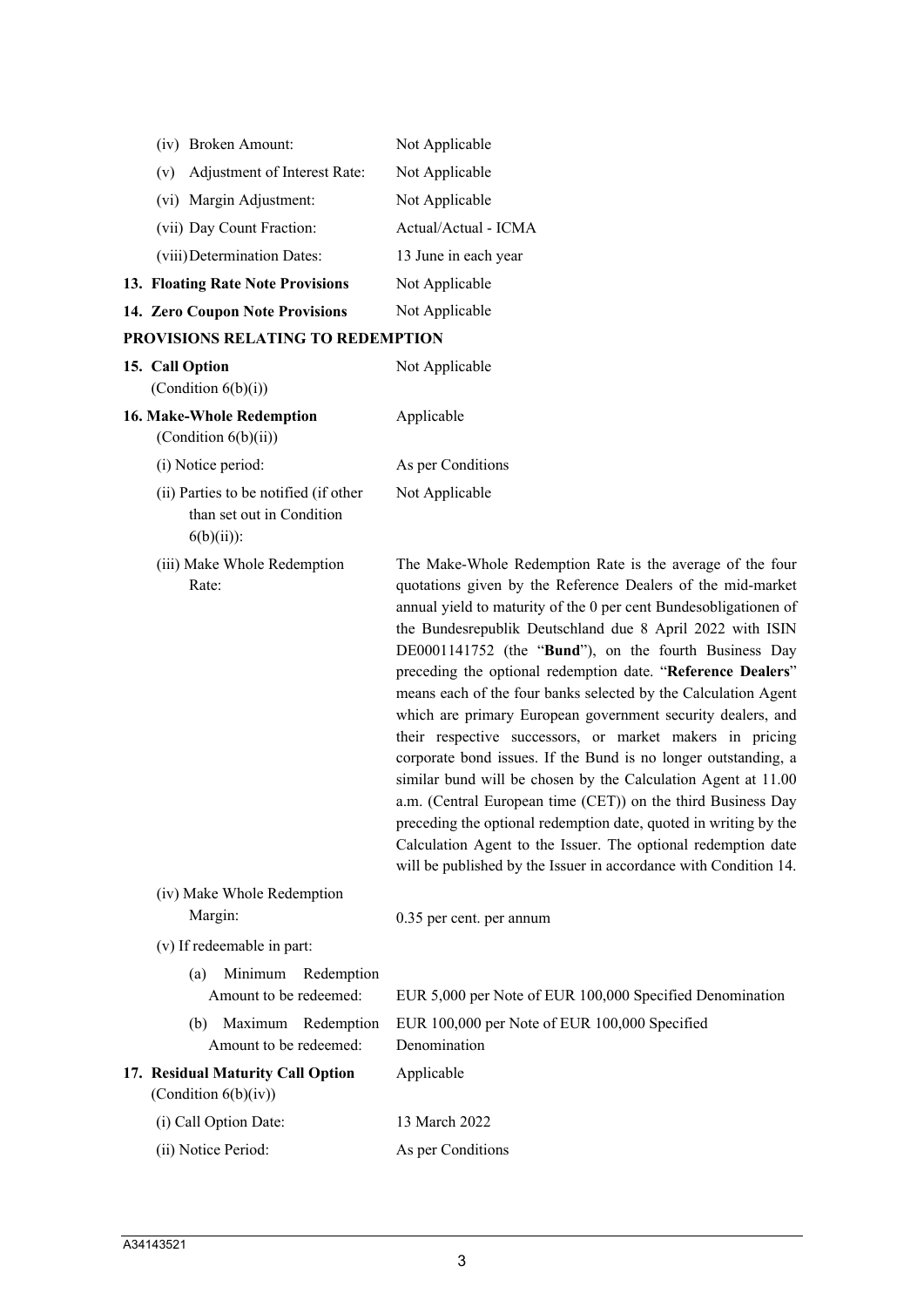| | |
|---|---|
| (iv) Broken Amount: | Not Applicable |
| (v) Adjustment of Interest Rate: | Not Applicable |
| (vi) Margin Adjustment: | Not Applicable |
| (vii) Day Count Fraction: | Actual/Actual - ICMA |
| (viii) Determination Dates: | 13 June in each year |
| **13. Floating Rate Note Provisions** | Not Applicable |
| **14. Zero Coupon Note Provisions** | Not Applicable |

**PROVISIONS RELATING TO REDEMPTION**

| | |
|---|---|
| **15. Call Option** (Condition 6(b)(i)) | Not Applicable |
| **16. Make-Whole Redemption** (Condition 6(b)(ii)) | Applicable |
| (i) Notice period: | As per Conditions |
| (ii) Parties to be notified (if other than set out in Condition 6(b)(ii)): | Not Applicable |
| (iii) Make Whole Redemption Rate: | The Make-Whole Redemption Rate is the average of the four quotations given by the Reference Dealers of the mid-market annual yield to maturity of the 0 per cent Bundesobligationen of the Bundesrepublik Deutschland due 8 April 2022 with ISIN DE0001141752 (the "**Bund**"), on the fourth Business Day preceding the optional redemption date. "**Reference Dealers**" means each of the four banks selected by the Calculation Agent which are primary European government security dealers, and their respective successors, or market makers in pricing corporate bond issues. If the Bund is no longer outstanding, a similar bund will be chosen by the Calculation Agent at 11.00 a.m. (Central European time (CET)) on the third Business Day preceding the optional redemption date, quoted in writing by the Calculation Agent to the Issuer. The optional redemption date will be published by the Issuer in accordance with Condition 14. |
| (iv) Make Whole Redemption Margin: | 0.35 per cent. per annum |
| (v) If redeemable in part: | |
| (a) Minimum Redemption Amount to be redeemed: | EUR 5,000 per Note of EUR 100,000 Specified Denomination |
| (b) Maximum Redemption Amount to be redeemed: | EUR 100,000 per Note of EUR 100,000 Specified Denomination |
| **17. Residual Maturity Call Option** (Condition 6(b)(iv)) | Applicable |
| (i) Call Option Date: | 13 March 2022 |
| (ii) Notice Period: | As per Conditions |

A34143521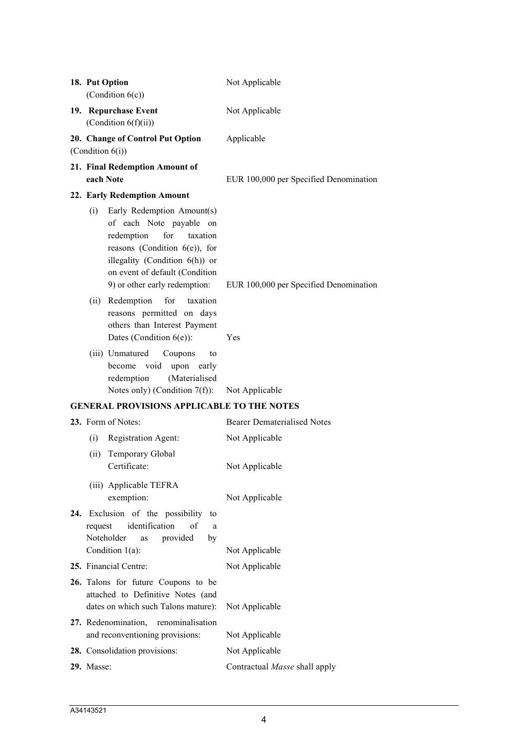| | |
|---|---|
| **18. Put Option** (Condition 6(c)) | Not Applicable |
| **19. Repurchase Event** (Condition 6(f)(ii)) | Not Applicable |
| **20. Change of Control Put Option** (Condition 6(i)) | Applicable |
| **21. Final Redemption Amount of each Note** | EUR 100,000 per Specified Denomination |
| **22. Early Redemption Amount** | |
| (i) Early Redemption Amount(s) of each Note payable on redemption for taxation reasons (Condition 6(e)), for illegality (Condition 6(h)) or on event of default (Condition 9) or other early redemption: | EUR 100,000 per Specified Denomination |
| (ii) Redemption for taxation reasons permitted on days others than Interest Payment Dates (Condition 6(e)): | Yes |
| (iii) Unmatured Coupons to become void upon early redemption (Materialised Notes only) (Condition 7(f)): | Not Applicable |

**GENERAL PROVISIONS APPLICABLE TO THE NOTES**

| | |
|---|---|
| **23.** Form of Notes: | Bearer Dematerialised Notes |
| (i) Registration Agent: | Not Applicable |
| (ii) Temporary Global Certificate: | Not Applicable |
| (iii) Applicable TEFRA exemption: | Not Applicable |
| **24.** Exclusion of the possibility to request identification of a Noteholder as provided by Condition 1(a): | Not Applicable |
| **25.** Financial Centre: | Not Applicable |
| **26.** Talons for future Coupons to be attached to Definitive Notes (and dates on which such Talons mature): | Not Applicable |
| **27.** Redenomination, renominalisation and reconventioning provisions: | Not Applicable |
| **28.** Consolidation provisions: | Not Applicable |
| **29.** Masse: | Contractual *Masse* shall apply |

A34143521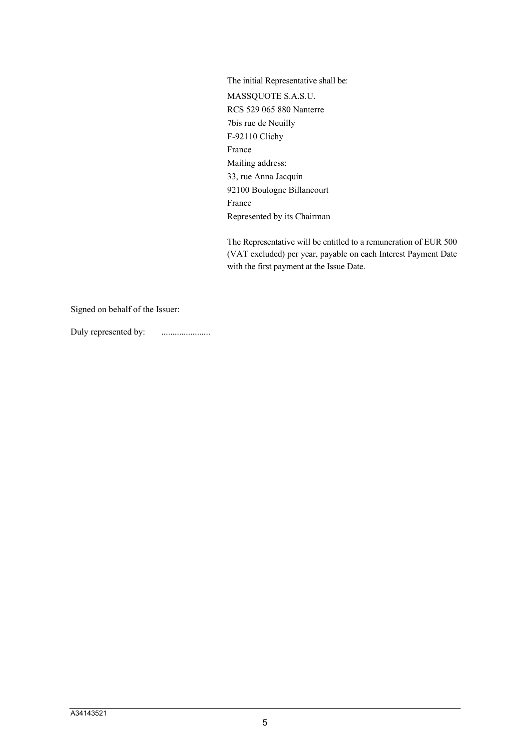The initial Representative shall be:

MASSQUOTE S.A.S.U.
RCS 529 065 880 Nanterre
7bis rue de Neuilly
F-92110 Clichy
France
Mailing address:
33, rue Anna Jacquin
92100 Boulogne Billancourt
France
Represented by its Chairman

The Representative will be entitled to a remuneration of EUR 500 (VAT excluded) per year, payable on each Interest Payment Date with the first payment at the Issue Date.

Signed on behalf of the Issuer:

Duly represented by: ......................

A34143521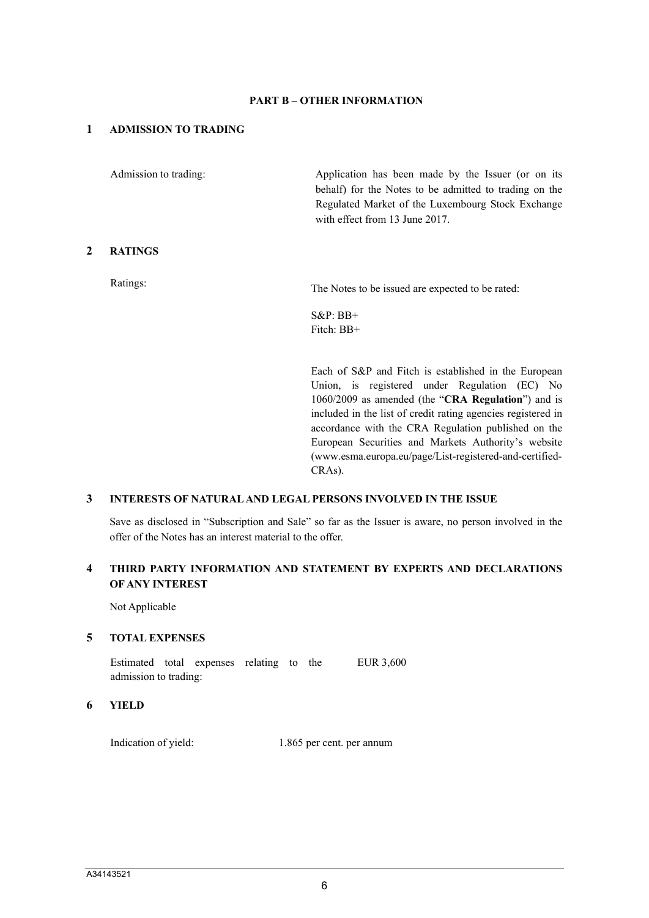## PART B – OTHER INFORMATION

### 1 ADMISSION TO TRADING

| | |
|---|---|
| Admission to trading: | Application has been made by the Issuer (or on its behalf) for the Notes to be admitted to trading on the Regulated Market of the Luxembourg Stock Exchange with effect from 13 June 2017. |

### 2 RATINGS

| | |
|---|---|
| Ratings: | The Notes to be issued are expected to be rated:<br><br>S&P: BB+<br>Fitch: BB+<br><br>Each of S&P and Fitch is established in the European Union, is registered under Regulation (EC) No 1060/2009 as amended (the "**CRA Regulation**") and is included in the list of credit rating agencies registered in accordance with the CRA Regulation published on the European Securities and Markets Authority's website (www.esma.europa.eu/page/List-registered-and-certified-CRAs). |

### 3 INTERESTS OF NATURAL AND LEGAL PERSONS INVOLVED IN THE ISSUE

Save as disclosed in "Subscription and Sale" so far as the Issuer is aware, no person involved in the offer of the Notes has an interest material to the offer.

### 4 THIRD PARTY INFORMATION AND STATEMENT BY EXPERTS AND DECLARATIONS OF ANY INTEREST

Not Applicable

### 5 TOTAL EXPENSES

| | |
|---|---|
| Estimated total expenses relating to the admission to trading: | EUR 3,600 |

### 6 YIELD

| | |
|---|---|
| Indication of yield: | 1.865 per cent. per annum |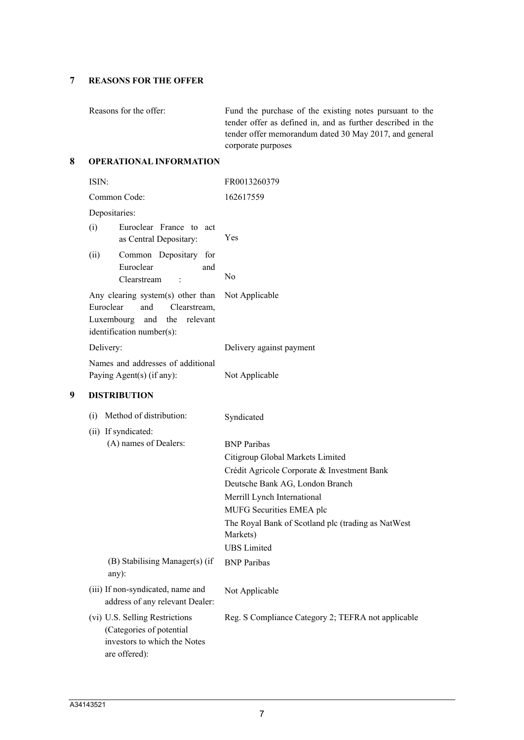## 7 REASONS FOR THE OFFER

| | |
|---|---|
| Reasons for the offer: | Fund the purchase of the existing notes pursuant to the tender offer as defined in, and as further described in the tender offer memorandum dated 30 May 2017, and general corporate purposes |

## 8 OPERATIONAL INFORMATION

| | |
|---|---|
| ISIN: | FR0013260379 |
| Common Code: | 162617559 |
| Depositaries: | |
| (i) Euroclear France to act as Central Depositary: | Yes |
| (ii) Common Depositary for Euroclear and Clearstream : | No |
| Any clearing system(s) other than Euroclear and Clearstream, Luxembourg and the relevant identification number(s): | Not Applicable |
| Delivery: | Delivery against payment |
| Names and addresses of additional Paying Agent(s) (if any): | Not Applicable |

## 9 DISTRIBUTION

| | |
|---|---|
| (i) Method of distribution: | Syndicated |
| (ii) If syndicated: | |
| (A) names of Dealers: | BNP Paribas<br>Citigroup Global Markets Limited<br>Crédit Agricole Corporate & Investment Bank<br>Deutsche Bank AG, London Branch<br>Merrill Lynch International<br>MUFG Securities EMEA plc<br>The Royal Bank of Scotland plc (trading as NatWest Markets)<br>UBS Limited |
| (B) Stabilising Manager(s) (if any): | BNP Paribas |
| (iii) If non-syndicated, name and address of any relevant Dealer: | Not Applicable |
| (vi) U.S. Selling Restrictions (Categories of potential investors to which the Notes are offered): | Reg. S Compliance Category 2; TEFRA not applicable |